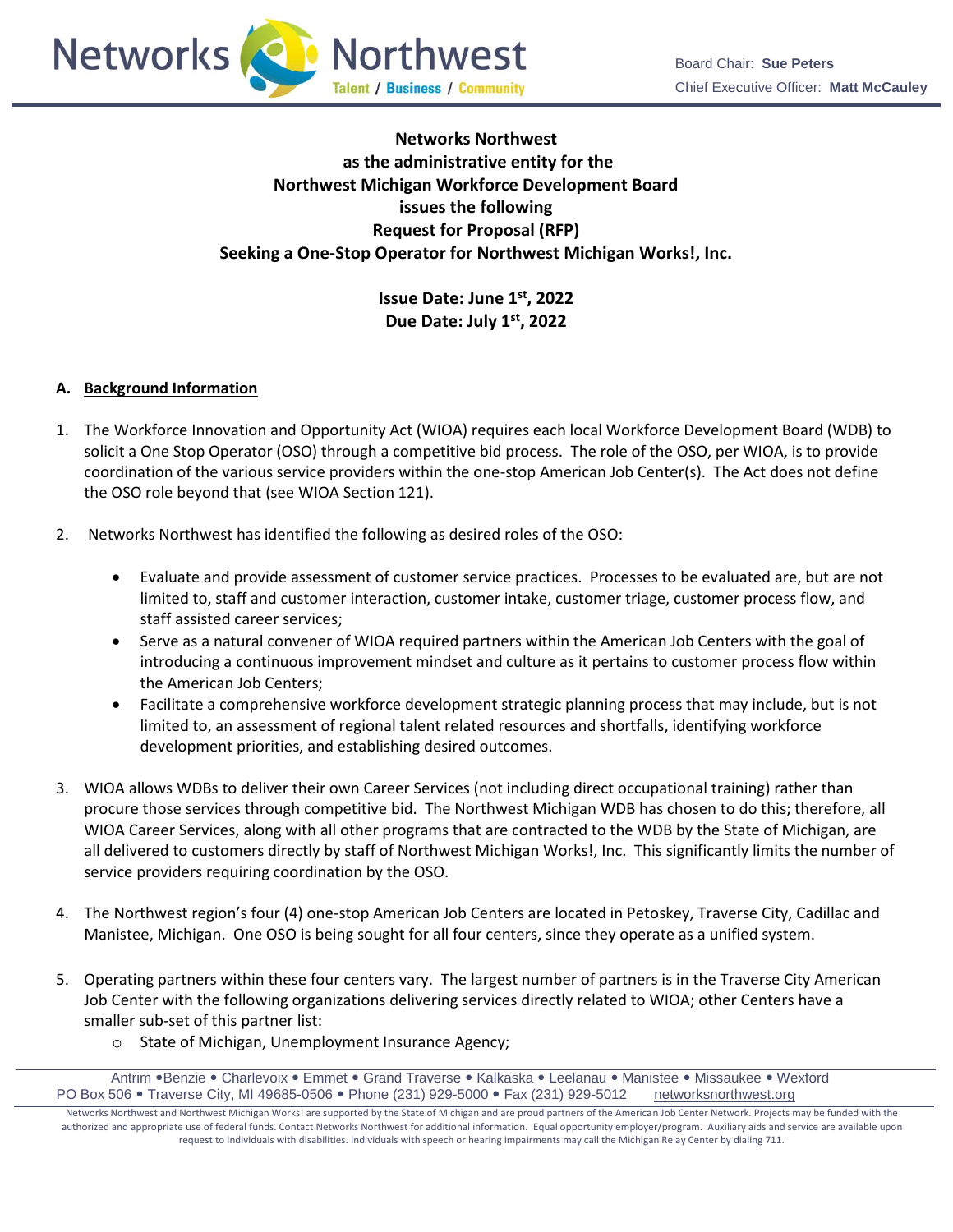Board Chair: **Sue Peters**
Chief Executive Officer: **Matt McCauley**

**Networks Northwest**
**as the administrative entity for the**
**Northwest Michigan Workforce Development Board**
**issues the following**
**Request for Proposal (RFP)**
**Seeking a One-Stop Operator for Northwest Michigan Works!, Inc.**

**Issue Date: June 1st, 2022**
**Due Date: July 1st, 2022**

## A. Background Information

1. The Workforce Innovation and Opportunity Act (WIOA) requires each local Workforce Development Board (WDB) to solicit a One Stop Operator (OSO) through a competitive bid process. The role of the OSO, per WIOA, is to provide coordination of the various service providers within the one-stop American Job Center(s). The Act does not define the OSO role beyond that (see WIOA Section 121).

2. Networks Northwest has identified the following as desired roles of the OSO:
   - Evaluate and provide assessment of customer service practices. Processes to be evaluated are, but are not limited to, staff and customer interaction, customer intake, customer triage, customer process flow, and staff assisted career services;
   - Serve as a natural convener of WIOA required partners within the American Job Centers with the goal of introducing a continuous improvement mindset and culture as it pertains to customer process flow within the American Job Centers;
   - Facilitate a comprehensive workforce development strategic planning process that may include, but is not limited to, an assessment of regional talent related resources and shortfalls, identifying workforce development priorities, and establishing desired outcomes.

3. WIOA allows WDBs to deliver their own Career Services (not including direct occupational training) rather than procure those services through competitive bid. The Northwest Michigan WDB has chosen to do this; therefore, all WIOA Career Services, along with all other programs that are contracted to the WDB by the State of Michigan, are all delivered to customers directly by staff of Northwest Michigan Works!, Inc. This significantly limits the number of service providers requiring coordination by the OSO.

4. The Northwest region's four (4) one-stop American Job Centers are located in Petoskey, Traverse City, Cadillac and Manistee, Michigan. One OSO is being sought for all four centers, since they operate as a unified system.

5. Operating partners within these four centers vary. The largest number of partners is in the Traverse City American Job Center with the following organizations delivering services directly related to WIOA; other Centers have a smaller sub-set of this partner list:
   - State of Michigan, Unemployment Insurance Agency;

Antrim • Benzie • Charlevoix • Emmet • Grand Traverse • Kalkaska • Leelanau • Manistee • Missaukee • Wexford
PO Box 506 • Traverse City, MI 49685-0506 • Phone (231) 929-5000 • Fax (231) 929-5012 networksnorthwest.org

Networks Northwest and Northwest Michigan Works! are supported by the State of Michigan and are proud partners of the American Job Center Network. Projects may be funded with the authorized and appropriate use of federal funds. Contact Networks Northwest for additional information. Equal opportunity employer/program. Auxiliary aids and service are available upon request to individuals with disabilities. Individuals with speech or hearing impairments may call the Michigan Relay Center by dialing 711.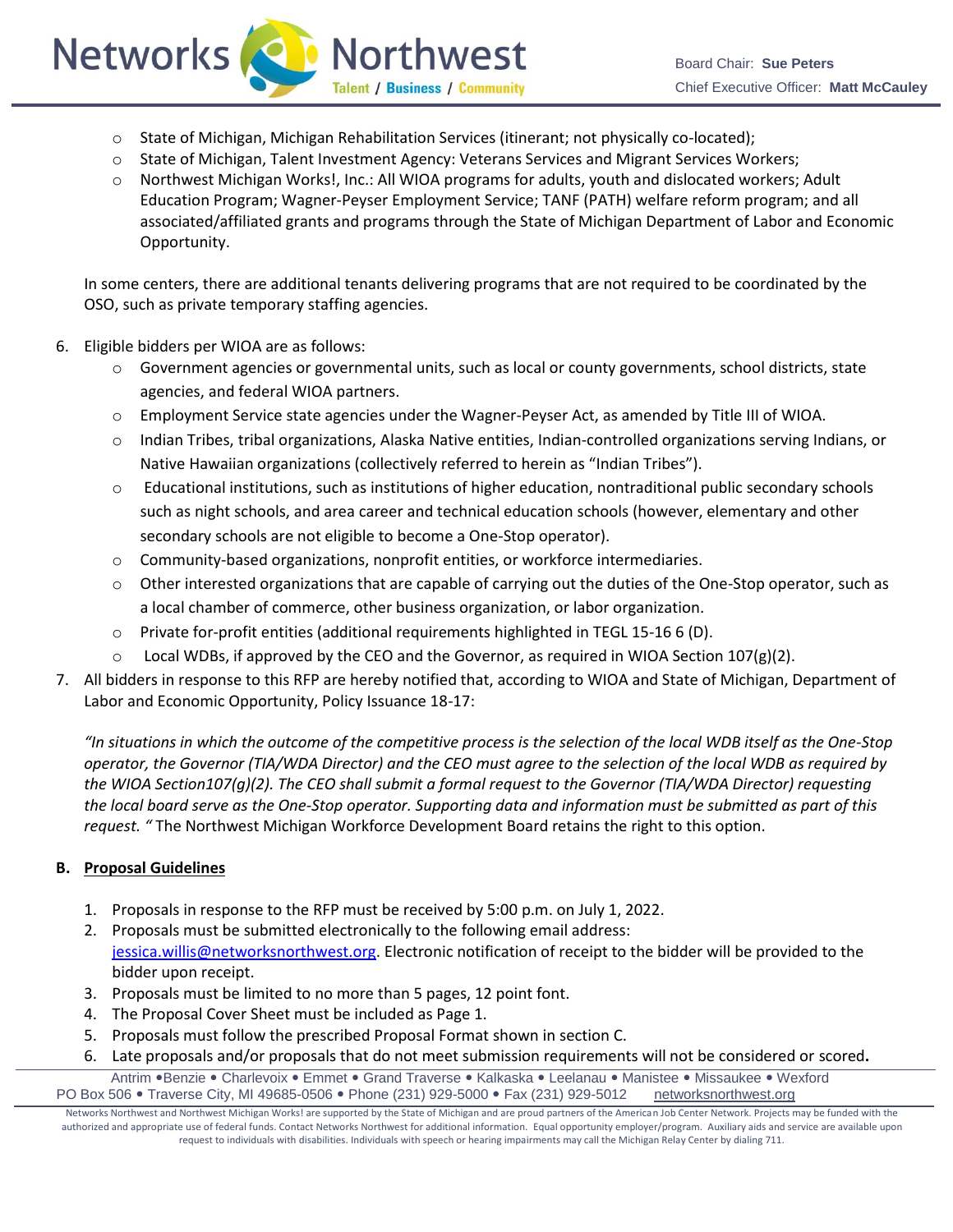- State of Michigan, Michigan Rehabilitation Services (itinerant; not physically co-located);
- State of Michigan, Talent Investment Agency: Veterans Services and Migrant Services Workers;
- Northwest Michigan Works!, Inc.: All WIOA programs for adults, youth and dislocated workers; Adult Education Program; Wagner-Peyser Employment Service; TANF (PATH) welfare reform program; and all associated/affiliated grants and programs through the State of Michigan Department of Labor and Economic Opportunity.

In some centers, there are additional tenants delivering programs that are not required to be coordinated by the OSO, such as private temporary staffing agencies.

6. Eligible bidders per WIOA are as follows:
   - Government agencies or governmental units, such as local or county governments, school districts, state agencies, and federal WIOA partners.
   - Employment Service state agencies under the Wagner-Peyser Act, as amended by Title III of WIOA.
   - Indian Tribes, tribal organizations, Alaska Native entities, Indian-controlled organizations serving Indians, or Native Hawaiian organizations (collectively referred to herein as "Indian Tribes").
   - Educational institutions, such as institutions of higher education, nontraditional public secondary schools such as night schools, and area career and technical education schools (however, elementary and other secondary schools are not eligible to become a One-Stop operator).
   - Community-based organizations, nonprofit entities, or workforce intermediaries.
   - Other interested organizations that are capable of carrying out the duties of the One-Stop operator, such as a local chamber of commerce, other business organization, or labor organization.
   - Private for-profit entities (additional requirements highlighted in TEGL 15-16 6 (D).
   - Local WDBs, if approved by the CEO and the Governor, as required in WIOA Section 107(g)(2).
7. All bidders in response to this RFP are hereby notified that, according to WIOA and State of Michigan, Department of Labor and Economic Opportunity, Policy Issuance 18-17:

   *"In situations in which the outcome of the competitive process is the selection of the local WDB itself as the One-Stop operator, the Governor (TIA/WDA Director) and the CEO must agree to the selection of the local WDB as required by the WIOA Section107(g)(2). The CEO shall submit a formal request to the Governor (TIA/WDA Director) requesting the local board serve as the One-Stop operator. Supporting data and information must be submitted as part of this request. "* The Northwest Michigan Workforce Development Board retains the right to this option.

**B. Proposal Guidelines**

1. Proposals in response to the RFP must be received by 5:00 p.m. on July 1, 2022.
2. Proposals must be submitted electronically to the following email address: jessica.willis@networksnorthwest.org. Electronic notification of receipt to the bidder will be provided to the bidder upon receipt.
3. Proposals must be limited to no more than 5 pages, 12 point font.
4. The Proposal Cover Sheet must be included as Page 1.
5. Proposals must follow the prescribed Proposal Format shown in section C.
6. Late proposals and/or proposals that do not meet submission requirements will not be considered or scored**.**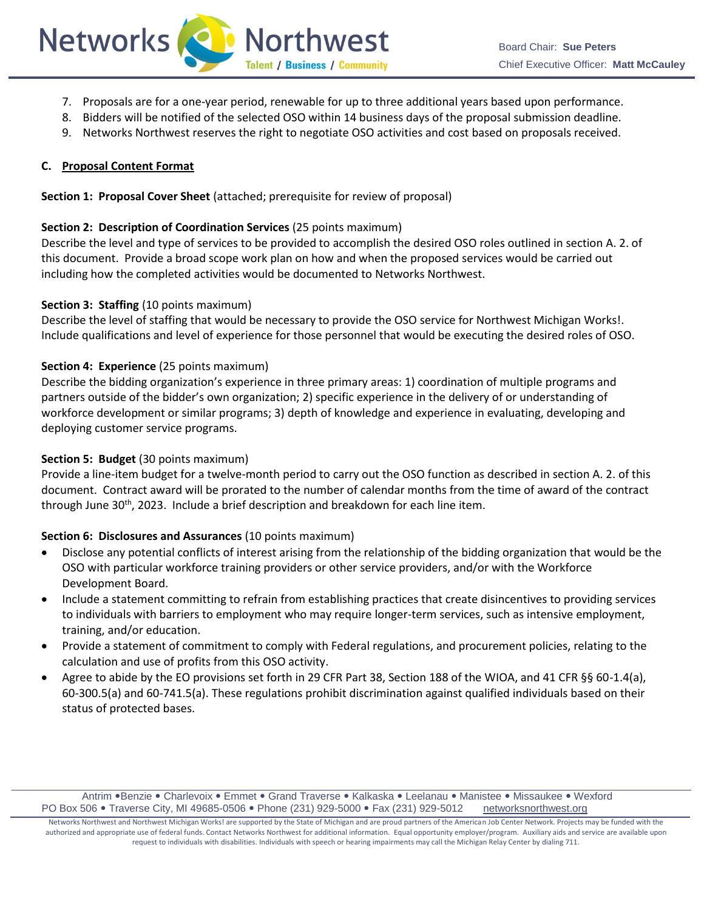7. Proposals are for a one-year period, renewable for up to three additional years based upon performance.
8. Bidders will be notified of the selected OSO within 14 business days of the proposal submission deadline.
9. Networks Northwest reserves the right to negotiate OSO activities and cost based on proposals received.

**C. <u>Proposal Content Format</u>**

**Section 1: Proposal Cover Sheet** (attached; prerequisite for review of proposal)

**Section 2: Description of Coordination Services** (25 points maximum)
Describe the level and type of services to be provided to accomplish the desired OSO roles outlined in section A. 2. of this document. Provide a broad scope work plan on how and when the proposed services would be carried out including how the completed activities would be documented to Networks Northwest.

**Section 3: Staffing** (10 points maximum)
Describe the level of staffing that would be necessary to provide the OSO service for Northwest Michigan Works!. Include qualifications and level of experience for those personnel that would be executing the desired roles of OSO.

**Section 4: Experience** (25 points maximum)
Describe the bidding organization's experience in three primary areas: 1) coordination of multiple programs and partners outside of the bidder's own organization; 2) specific experience in the delivery of or understanding of workforce development or similar programs; 3) depth of knowledge and experience in evaluating, developing and deploying customer service programs.

**Section 5: Budget** (30 points maximum)
Provide a line-item budget for a twelve-month period to carry out the OSO function as described in section A. 2. of this document. Contract award will be prorated to the number of calendar months from the time of award of the contract through June 30th, 2023. Include a brief description and breakdown for each line item.

**Section 6: Disclosures and Assurances** (10 points maximum)

- Disclose any potential conflicts of interest arising from the relationship of the bidding organization that would be the OSO with particular workforce training providers or other service providers, and/or with the Workforce Development Board.
- Include a statement committing to refrain from establishing practices that create disincentives to providing services to individuals with barriers to employment who may require longer-term services, such as intensive employment, training, and/or education.
- Provide a statement of commitment to comply with Federal regulations, and procurement policies, relating to the calculation and use of profits from this OSO activity.
- Agree to abide by the EO provisions set forth in 29 CFR Part 38, Section 188 of the WIOA, and 41 CFR §§ 60-1.4(a), 60-300.5(a) and 60-741.5(a). These regulations prohibit discrimination against qualified individuals based on their status of protected bases.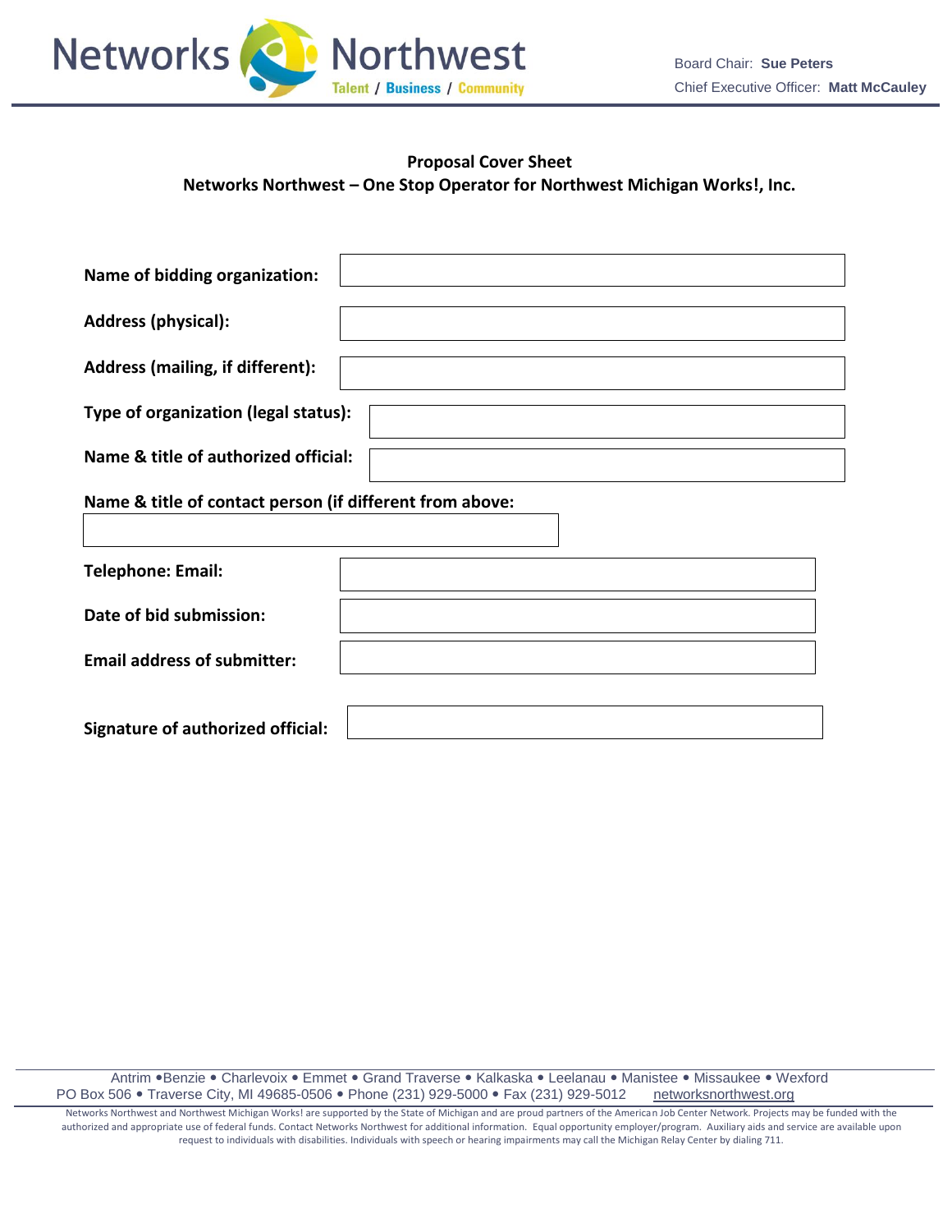Networks Northwest — Talent / Business / Community

Board Chair: **Sue Peters**
Chief Executive Officer: **Matt McCauley**

## Proposal Cover Sheet

## Networks Northwest – One Stop Operator for Northwest Michigan Works!, Inc.

**Name of bidding organization:**

**Address (physical):**

**Address (mailing, if different):**

**Type of organization (legal status):**

**Name & title of authorized official:**

**Name & title of contact person (if different from above:**

**Telephone: Email:**

**Date of bid submission:**

**Email address of submitter:**

**Signature of authorized official:**

Antrim •Benzie • Charlevoix • Emmet • Grand Traverse • Kalkaska • Leelanau • Manistee • Missaukee • Wexford
PO Box 506 • Traverse City, MI 49685-0506 • Phone (231) 929-5000 • Fax (231) 929-5012 networksnorthwest.org

Networks Northwest and Northwest Michigan Works! are supported by the State of Michigan and are proud partners of the American Job Center Network. Projects may be funded with the authorized and appropriate use of federal funds. Contact Networks Northwest for additional information. Equal opportunity employer/program. Auxiliary aids and service are available upon request to individuals with disabilities. Individuals with speech or hearing impairments may call the Michigan Relay Center by dialing 711.